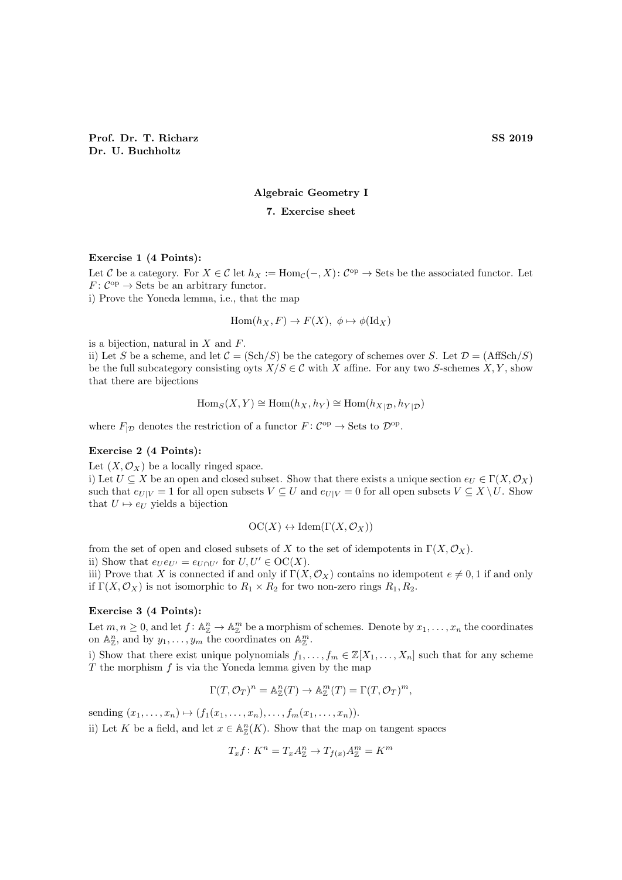**Prof. Dr. T. Richarz** **SS 2019**
**Dr. U. Buchholtz**

**Algebraic Geometry I**

**7. Exercise sheet**

**Exercise 1 (4 Points):**
Let $\mathcal{C}$ be a category. For $X \in \mathcal{C}$ let $h_X := \mathrm{Hom}_{\mathcal{C}}(-, X) \colon \mathcal{C}^{\mathrm{op}} \to \mathrm{Sets}$ be the associated functor. Let $F \colon \mathcal{C}^{\mathrm{op}} \to \mathrm{Sets}$ be an arbitrary functor.
i) Prove the Yoneda lemma, i.e., that the map

$$\mathrm{Hom}(h_X, F) \to F(X),\ \phi \mapsto \phi(\mathrm{Id}_X)$$

is a bijection, natural in $X$ and $F$.
ii) Let $S$ be a scheme, and let $\mathcal{C} = (\mathrm{Sch}/S)$ be the category of schemes over $S$. Let $\mathcal{D} = (\mathrm{AffSch}/S)$ be the full subcategory consisting oyts $X/S \in \mathcal{C}$ with $X$ affine. For any two $S$-schemes $X, Y$, show that there are bijections

$$\mathrm{Hom}_S(X, Y) \cong \mathrm{Hom}(h_X, h_Y) \cong \mathrm{Hom}(h_{X|\mathcal{D}}, h_{Y|\mathcal{D}})$$

where $F_{|\mathcal{D}}$ denotes the restriction of a functor $F \colon \mathcal{C}^{\mathrm{op}} \to \mathrm{Sets}$ to $\mathcal{D}^{\mathrm{op}}$.

**Exercise 2 (4 Points):**
Let $(X, \mathcal{O}_X)$ be a locally ringed space.
i) Let $U \subseteq X$ be an open and closed subset. Show that there exists a unique section $e_U \in \Gamma(X, \mathcal{O}_X)$ such that $e_{U|V} = 1$ for all open subsets $V \subseteq U$ and $e_{U|V} = 0$ for all open subsets $V \subseteq X \setminus U$. Show that $U \mapsto e_U$ yields a bijection

$$\mathrm{OC}(X) \leftrightarrow \mathrm{Idem}(\Gamma(X, \mathcal{O}_X))$$

from the set of open and closed subsets of $X$ to the set of idempotents in $\Gamma(X, \mathcal{O}_X)$.
ii) Show that $e_U e_{U'} = e_{U \cap U'}$ for $U, U' \in \mathrm{OC}(X)$.
iii) Prove that $X$ is connected if and only if $\Gamma(X, \mathcal{O}_X)$ contains no idempotent $e \neq 0, 1$ if and only if $\Gamma(X, \mathcal{O}_X)$ is not isomorphic to $R_1 \times R_2$ for two non-zero rings $R_1, R_2$.

**Exercise 3 (4 Points):**
Let $m, n \geq 0$, and let $f \colon \mathbb{A}^n_{\mathbb{Z}} \to \mathbb{A}^m_{\mathbb{Z}}$ be a morphism of schemes. Denote by $x_1, \ldots, x_n$ the coordinates on $\mathbb{A}^n_{\mathbb{Z}}$, and by $y_1, \ldots, y_m$ the coordinates on $\mathbb{A}^m_{\mathbb{Z}}$.
i) Show that there exist unique polynomials $f_1, \ldots, f_m \in \mathbb{Z}[X_1, \ldots, X_n]$ such that for any scheme $T$ the morphism $f$ is via the Yoneda lemma given by the map

$$\Gamma(T, \mathcal{O}_T)^n = \mathbb{A}^n_{\mathbb{Z}}(T) \to \mathbb{A}^m_{\mathbb{Z}}(T) = \Gamma(T, \mathcal{O}_T)^m,$$

sending $(x_1, \ldots, x_n) \mapsto (f_1(x_1, \ldots, x_n), \ldots, f_m(x_1, \ldots, x_n))$.
ii) Let $K$ be a field, and let $x \in \mathbb{A}^n_{\mathbb{Z}}(K)$. Show that the map on tangent spaces

$$T_x f \colon K^n = T_x A^n_{\mathbb{Z}} \to T_{f(x)} A^m_{\mathbb{Z}} = K^m$$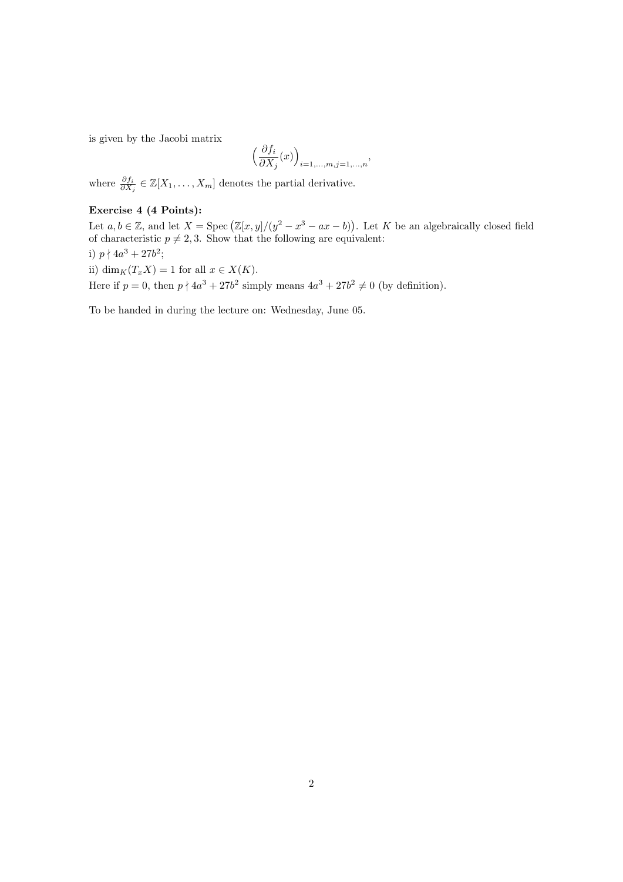is given by the Jacobi matrix

$$\left(\frac{\partial f_i}{\partial X_j}(x)\right)_{i=1,\ldots,m,j=1,\ldots,n},$$

where $\frac{\partial f_i}{\partial X_j} \in \mathbb{Z}[X_1, \ldots, X_m]$ denotes the partial derivative.

**Exercise 4 (4 Points):**

Let $a, b \in \mathbb{Z}$, and let $X = \operatorname{Spec}\left(\mathbb{Z}[x,y]/(y^2 - x^3 - ax - b)\right)$. Let $K$ be an algebraically closed field of characteristic $p \neq 2, 3$. Show that the following are equivalent:

i) $p \nmid 4a^3 + 27b^2$;

ii) $\dim_K(T_x X) = 1$ for all $x \in X(K)$.

Here if $p = 0$, then $p \nmid 4a^3 + 27b^2$ simply means $4a^3 + 27b^2 \neq 0$ (by definition).

To be handed in during the lecture on: Wednesday, June 05.